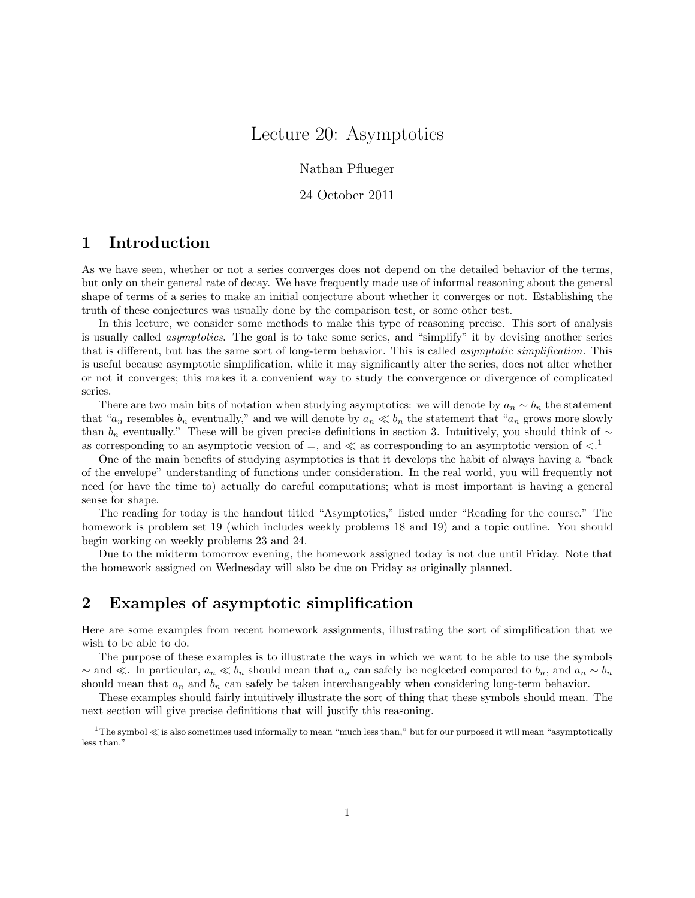# Lecture 20: Asymptotics

Nathan Pflueger

24 October 2011

## 1 Introduction

As we have seen, whether or not a series converges does not depend on the detailed behavior of the terms, but only on their general rate of decay. We have frequently made use of informal reasoning about the general shape of terms of a series to make an initial conjecture about whether it converges or not. Establishing the truth of these conjectures was usually done by the comparison test, or some other test.

In this lecture, we consider some methods to make this type of reasoning precise. This sort of analysis is usually called *asymptotics*. The goal is to take some series, and "simplify" it by devising another series that is different, but has the same sort of long-term behavior. This is called *asymptotic simplification.* This is useful because asymptotic simplification, while it may significantly alter the series, does not alter whether or not it converges; this makes it a convenient way to study the convergence or divergence of complicated series.

There are two main bits of notation when studying asymptotics: we will denote by $a_n \sim b_n$ the statement that "$a_n$ resembles $b_n$ eventually," and we will denote by $a_n \ll b_n$ the statement that "$a_n$ grows more slowly than $b_n$ eventually." These will be given precise definitions in section 3. Intuitively, you should think of $\sim$ as corresponding to an asymptotic version of $=$, and $\ll$ as corresponding to an asymptotic version of $<$.[1]

One of the main benefits of studying asymptotics is that it develops the habit of always having a "back of the envelope" understanding of functions under consideration. In the real world, you will frequently not need (or have the time to) actually do careful computations; what is most important is having a general sense for shape.

The reading for today is the handout titled "Asymptotics," listed under "Reading for the course." The homework is problem set 19 (which includes weekly problems 18 and 19) and a topic outline. You should begin working on weekly problems 23 and 24.

Due to the midterm tomorrow evening, the homework assigned today is not due until Friday. Note that the homework assigned on Wednesday will also be due on Friday as originally planned.

## 2 Examples of asymptotic simplification

Here are some examples from recent homework assignments, illustrating the sort of simplification that we wish to be able to do.

The purpose of these examples is to illustrate the ways in which we want to be able to use the symbols $\sim$ and $\ll$. In particular, $a_n \ll b_n$ should mean that $a_n$ can safely be neglected compared to $b_n$, and $a_n \sim b_n$ should mean that $a_n$ and $b_n$ can safely be taken interchangeably when considering long-term behavior.

These examples should fairly intuitively illustrate the sort of thing that these symbols should mean. The next section will give precise definitions that will justify this reasoning.

[1] The symbol $\ll$ is also sometimes used informally to mean "much less than," but for our purposed it will mean "asymptotically less than."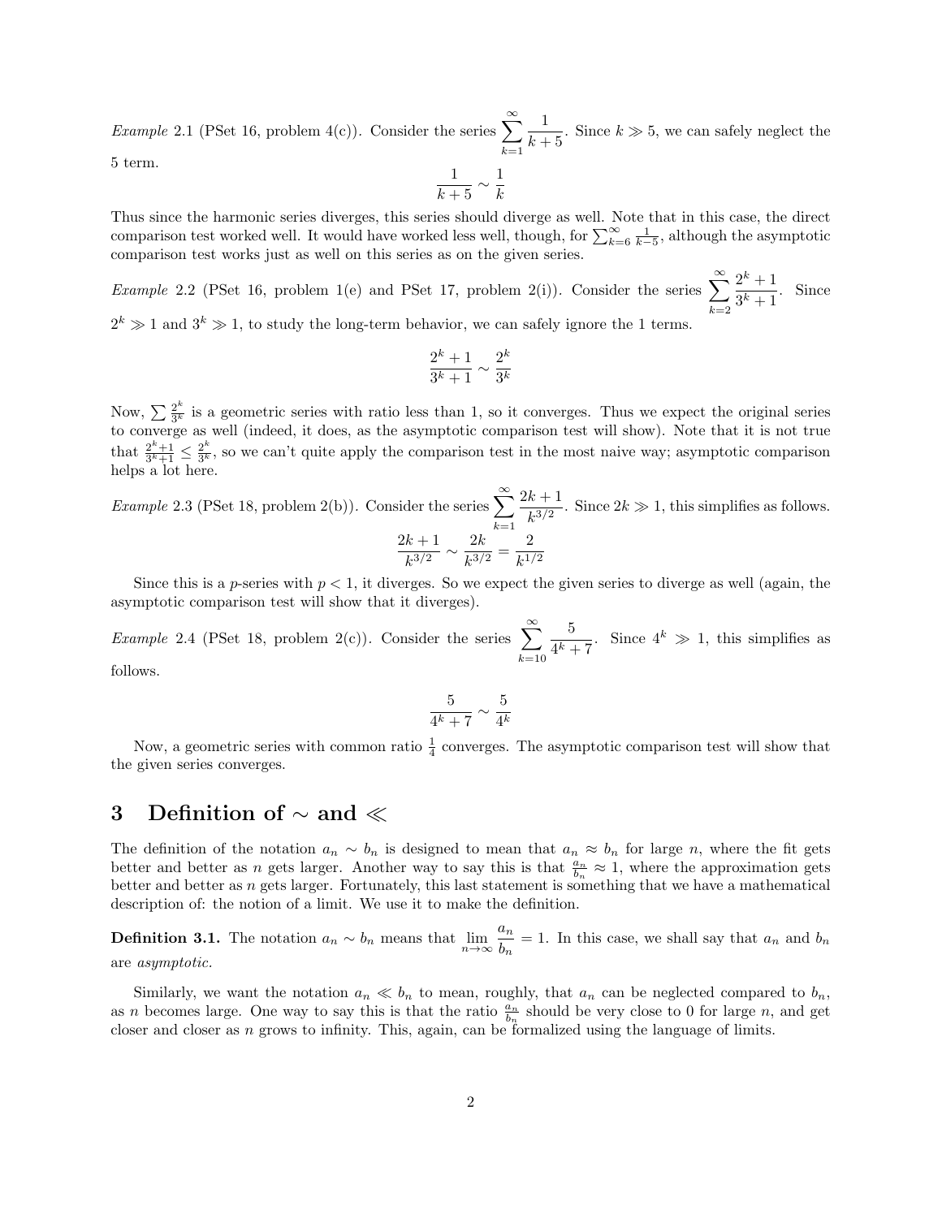*Example* 2.1 (PSet 16, problem 4(c)). Consider the series $\sum_{k=1}^{\infty} \frac{1}{k+5}$. Since $k \gg 5$, we can safely neglect the 5 term.

$$\frac{1}{k+5} \sim \frac{1}{k}$$

Thus since the harmonic series diverges, this series should diverge as well. Note that in this case, the direct comparison test worked well. It would have worked less well, though, for $\sum_{k=6}^{\infty} \frac{1}{k-5}$, although the asymptotic comparison test works just as well on this series as on the given series.

*Example* 2.2 (PSet 16, problem 1(e) and PSet 17, problem 2(i)). Consider the series $\sum_{k=2}^{\infty} \frac{2^k+1}{3^k+1}$. Since $2^k \gg 1$ and $3^k \gg 1$, to study the long-term behavior, we can safely ignore the 1 terms.

$$\frac{2^k+1}{3^k+1} \sim \frac{2^k}{3^k}$$

Now, $\sum \frac{2^k}{3^k}$ is a geometric series with ratio less than 1, so it converges. Thus we expect the original series to converge as well (indeed, it does, as the asymptotic comparison test will show). Note that it is not true that $\frac{2^k+1}{3^k+1} \leq \frac{2^k}{3^k}$, so we can't quite apply the comparison test in the most naive way; asymptotic comparison helps a lot here.

*Example* 2.3 (PSet 18, problem 2(b)). Consider the series $\sum_{k=1}^{\infty} \frac{2k+1}{k^{3/2}}$. Since $2k \gg 1$, this simplifies as follows.

$$\frac{2k+1}{k^{3/2}} \sim \frac{2k}{k^{3/2}} = \frac{2}{k^{1/2}}$$

Since this is a $p$-series with $p < 1$, it diverges. So we expect the given series to diverge as well (again, the asymptotic comparison test will show that it diverges).

*Example* 2.4 (PSet 18, problem 2(c)). Consider the series $\sum_{k=10}^{\infty} \frac{5}{4^k+7}$. Since $4^k \gg 1$, this simplifies as follows.

$$\frac{5}{4^k+7} \sim \frac{5}{4^k}$$

Now, a geometric series with common ratio $\frac{1}{4}$ converges. The asymptotic comparison test will show that the given series converges.

# 3 Definition of $\sim$ and $\ll$

The definition of the notation $a_n \sim b_n$ is designed to mean that $a_n \approx b_n$ for large $n$, where the fit gets better and better as $n$ gets larger. Another way to say this is that $\frac{a_n}{b_n} \approx 1$, where the approximation gets better and better as $n$ gets larger. Fortunately, this last statement is something that we have a mathematical description of: the notion of a limit. We use it to make the definition.

**Definition 3.1.** The notation $a_n \sim b_n$ means that $\lim_{n\to\infty} \frac{a_n}{b_n} = 1$. In this case, we shall say that $a_n$ and $b_n$ are *asymptotic*.

Similarly, we want the notation $a_n \ll b_n$ to mean, roughly, that $a_n$ can be neglected compared to $b_n$, as $n$ becomes large. One way to say this is that the ratio $\frac{a_n}{b_n}$ should be very close to 0 for large $n$, and get closer and closer as $n$ grows to infinity. This, again, can be formalized using the language of limits.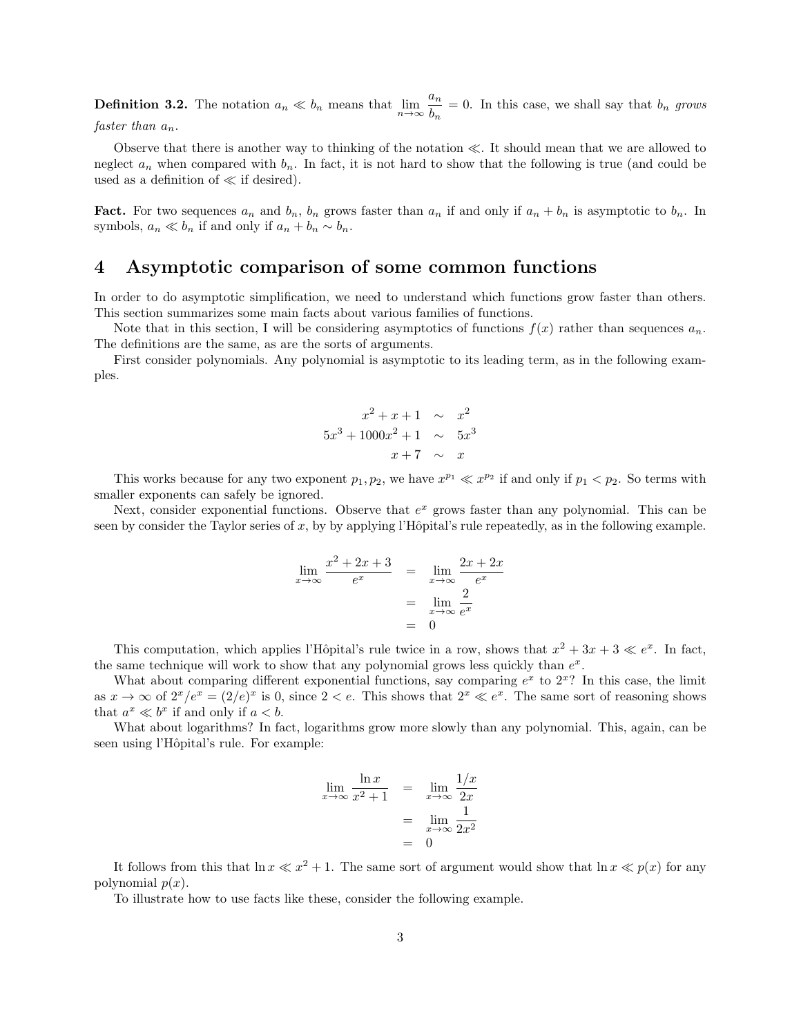**Definition 3.2.** The notation $a_n \ll b_n$ means that $\lim_{n\to\infty} \frac{a_n}{b_n} = 0$. In this case, we shall say that $b_n$ *grows faster than* $a_n$.

Observe that there is another way to thinking of the notation $\ll$. It should mean that we are allowed to neglect $a_n$ when compared with $b_n$. In fact, it is not hard to show that the following is true (and could be used as a definition of $\ll$ if desired).

**Fact.** For two sequences $a_n$ and $b_n$, $b_n$ grows faster than $a_n$ if and only if $a_n + b_n$ is asymptotic to $b_n$. In symbols, $a_n \ll b_n$ if and only if $a_n + b_n \sim b_n$.

# 4 Asymptotic comparison of some common functions

In order to do asymptotic simplification, we need to understand which functions grow faster than others. This section summarizes some main facts about various families of functions.

Note that in this section, I will be considering asymptotics of functions $f(x)$ rather than sequences $a_n$. The definitions are the same, as are the sorts of arguments.

First consider polynomials. Any polynomial is asymptotic to its leading term, as in the following examples.

$$
\begin{aligned}
x^2 + x + 1 &\sim x^2 \\
5x^3 + 1000x^2 + 1 &\sim 5x^3 \\
x + 7 &\sim x
\end{aligned}
$$

This works because for any two exponent $p_1, p_2$, we have $x^{p_1} \ll x^{p_2}$ if and only if $p_1 < p_2$. So terms with smaller exponents can safely be ignored.

Next, consider exponential functions. Observe that $e^x$ grows faster than any polynomial. This can be seen by consider the Taylor series of $x$, by by applying l'Hôpital's rule repeatedly, as in the following example.

$$
\begin{aligned}
\lim_{x\to\infty} \frac{x^2 + 2x + 3}{e^x} &= \lim_{x\to\infty} \frac{2x + 2x}{e^x} \\
&= \lim_{x\to\infty} \frac{2}{e^x} \\
&= 0
\end{aligned}
$$

This computation, which applies l'Hôpital's rule twice in a row, shows that $x^2 + 3x + 3 \ll e^x$. In fact, the same technique will work to show that any polynomial grows less quickly than $e^x$.

What about comparing different exponential functions, say comparing $e^x$ to $2^x$? In this case, the limit as $x \to \infty$ of $2^x/e^x = (2/e)^x$ is 0, since $2 < e$. This shows that $2^x \ll e^x$. The same sort of reasoning shows that $a^x \ll b^x$ if and only if $a < b$.

What about logarithms? In fact, logarithms grow more slowly than any polynomial. This, again, can be seen using l'Hôpital's rule. For example:

$$
\begin{aligned}
\lim_{x\to\infty} \frac{\ln x}{x^2 + 1} &= \lim_{x\to\infty} \frac{1/x}{2x} \\
&= \lim_{x\to\infty} \frac{1}{2x^2} \\
&= 0
\end{aligned}
$$

It follows from this that $\ln x \ll x^2 + 1$. The same sort of argument would show that $\ln x \ll p(x)$ for any polynomial $p(x)$.

To illustrate how to use facts like these, consider the following example.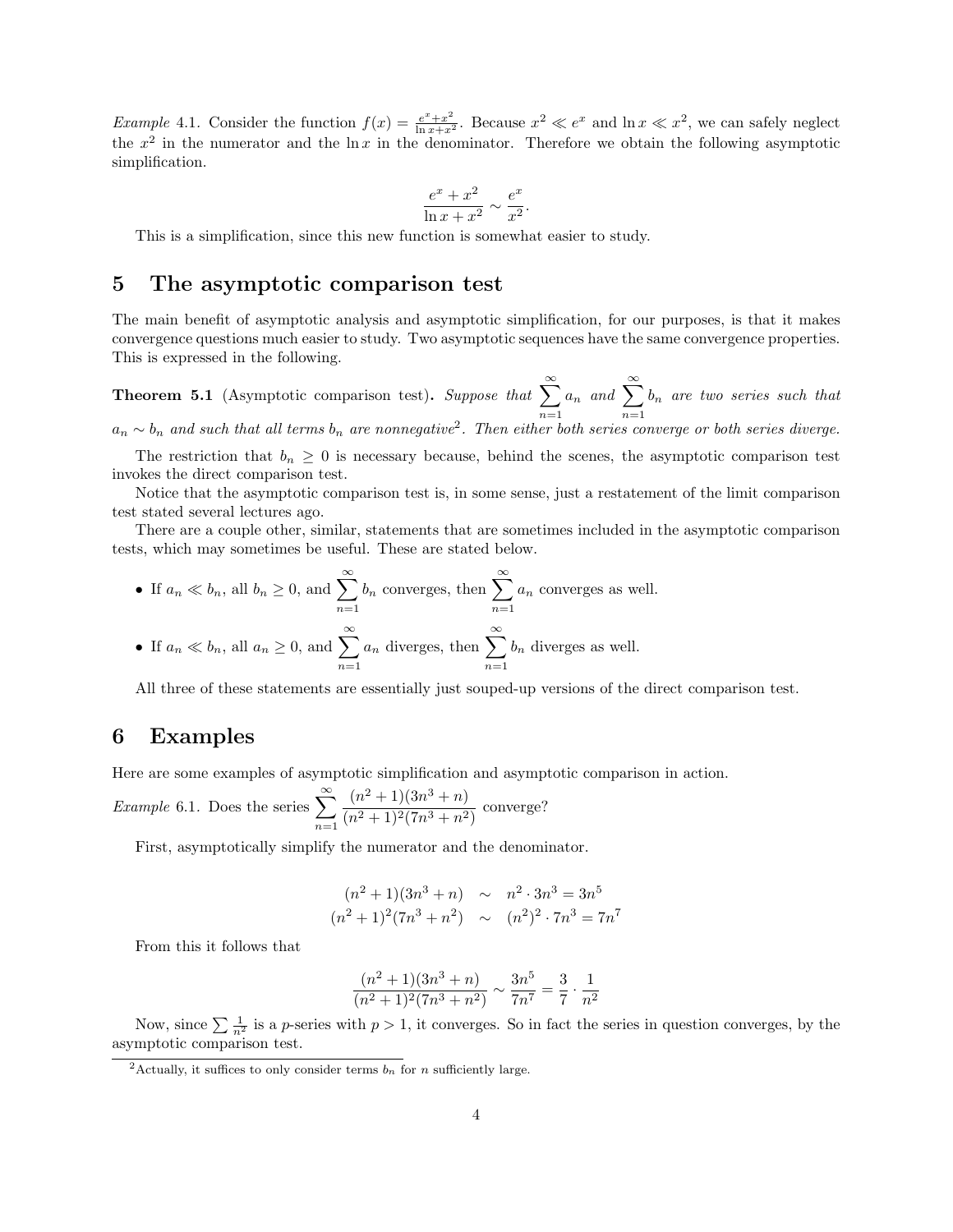*Example* 4.1. Consider the function $f(x) = \frac{e^x + x^2}{\ln x + x^2}$. Because $x^2 \ll e^x$ and $\ln x \ll x^2$, we can safely neglect the $x^2$ in the numerator and the $\ln x$ in the denominator. Therefore we obtain the following asymptotic simplification.

$$\frac{e^x + x^2}{\ln x + x^2} \sim \frac{e^x}{x^2}.$$

This is a simplification, since this new function is somewhat easier to study.

## 5 The asymptotic comparison test

The main benefit of asymptotic analysis and asymptotic simplification, for our purposes, is that it makes convergence questions much easier to study. Two asymptotic sequences have the same convergence properties. This is expressed in the following.

**Theorem 5.1** (Asymptotic comparison test)**.** *Suppose that* $\sum_{n=1}^{\infty} a_n$ *and* $\sum_{n=1}^{\infty} b_n$ *are two series such that* $a_n \sim b_n$ *and such that all terms* $b_n$ *are nonnegative*[2]*. Then either both series converge or both series diverge.*

The restriction that $b_n \geq 0$ is necessary because, behind the scenes, the asymptotic comparison test invokes the direct comparison test.

Notice that the asymptotic comparison test is, in some sense, just a restatement of the limit comparison test stated several lectures ago.

There are a couple other, similar, statements that are sometimes included in the asymptotic comparison tests, which may sometimes be useful. These are stated below.

- If $a_n \ll b_n$, all $b_n \geq 0$, and $\sum_{n=1}^{\infty} b_n$ converges, then $\sum_{n=1}^{\infty} a_n$ converges as well.
- If $a_n \ll b_n$, all $a_n \geq 0$, and $\sum_{n=1}^{\infty} a_n$ diverges, then $\sum_{n=1}^{\infty} b_n$ diverges as well.

All three of these statements are essentially just souped-up versions of the direct comparison test.

## 6 Examples

Here are some examples of asymptotic simplification and asymptotic comparison in action.

*Example* 6.1. Does the series $\sum_{n=1}^{\infty} \frac{(n^2+1)(3n^3+n)}{(n^2+1)^2(7n^3+n^2)}$ converge?

First, asymptotically simplify the numerator and the denominator.

$$\begin{aligned}
(n^2+1)(3n^3+n) &\sim n^2 \cdot 3n^3 = 3n^5 \\
(n^2+1)^2(7n^3+n^2) &\sim (n^2)^2 \cdot 7n^3 = 7n^7
\end{aligned}$$

From this it follows that

$$\frac{(n^2+1)(3n^3+n)}{(n^2+1)^2(7n^3+n^2)} \sim \frac{3n^5}{7n^7} = \frac{3}{7} \cdot \frac{1}{n^2}$$

Now, since $\sum \frac{1}{n^2}$ is a $p$-series with $p > 1$, it converges. So in fact the series in question converges, by the asymptotic comparison test.

[2] Actually, it suffices to only consider terms $b_n$ for $n$ sufficiently large.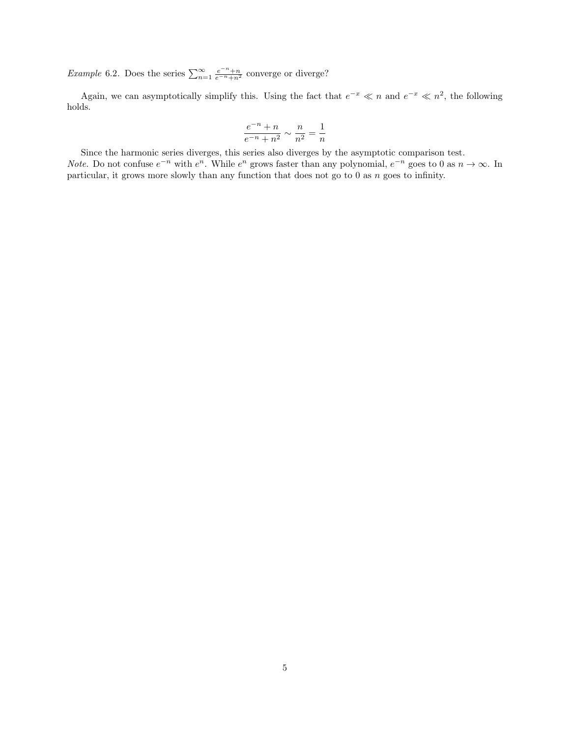*Example* 6.2. Does the series $\sum_{n=1}^{\infty} \frac{e^{-n}+n}{e^{-n}+n^2}$ converge or diverge?

Again, we can asymptotically simplify this. Using the fact that $e^{-x} \ll n$ and $e^{-x} \ll n^2$, the following holds.

$$\frac{e^{-n}+n}{e^{-n}+n^2} \sim \frac{n}{n^2} = \frac{1}{n}$$

Since the harmonic series diverges, this series also diverges by the asymptotic comparison test.

*Note.* Do not confuse $e^{-n}$ with $e^n$. While $e^n$ grows faster than any polynomial, $e^{-n}$ goes to 0 as $n \to \infty$. In particular, it grows more slowly than any function that does not go to 0 as $n$ goes to infinity.